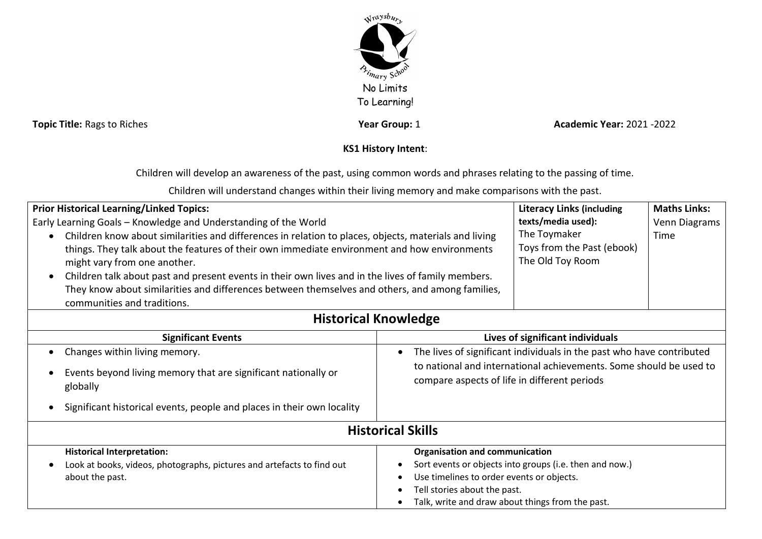Wraysbury Primary School

No Limits To Learning!

**Topic Title:** Rags to Riches **Year Group:** 1 **Academic Year:** 2021 -2022

**KS1 History Intent**:

Children will develop an awareness of the past, using common words and phrases relating to the passing of time.

Children will understand changes within their living memory and make comparisons with the past.

| **Prior Historical Learning/Linked Topics:** | **Literacy Links (including texts/media used):** | **Maths Links:** |
|---|---|---|
| Early Learning Goals – Knowledge and Understanding of the World<br>• Children know about similarities and differences in relation to places, objects, materials and living things. They talk about the features of their own immediate environment and how environments might vary from one another.<br>• Children talk about past and present events in their own lives and in the lives of family members. They know about similarities and differences between themselves and others, and among families, communities and traditions. | The Toymaker<br>Toys from the Past (ebook)<br>The Old Toy Room | Venn Diagrams<br>Time |

## Historical Knowledge

| **Significant Events** | **Lives of significant individuals** |
|---|---|
| • Changes within living memory.<br>• Events beyond living memory that are significant nationally or globally<br>• Significant historical events, people and places in their own locality | • The lives of significant individuals in the past who have contributed to national and international achievements. Some should be used to compare aspects of life in different periods |

## Historical Skills

| **Historical Interpretation:** | **Organisation and communication** |
|---|---|
| • Look at books, videos, photographs, pictures and artefacts to find out about the past. | • Sort events or objects into groups (i.e. then and now.)<br>• Use timelines to order events or objects.<br>• Tell stories about the past.<br>• Talk, write and draw about things from the past. |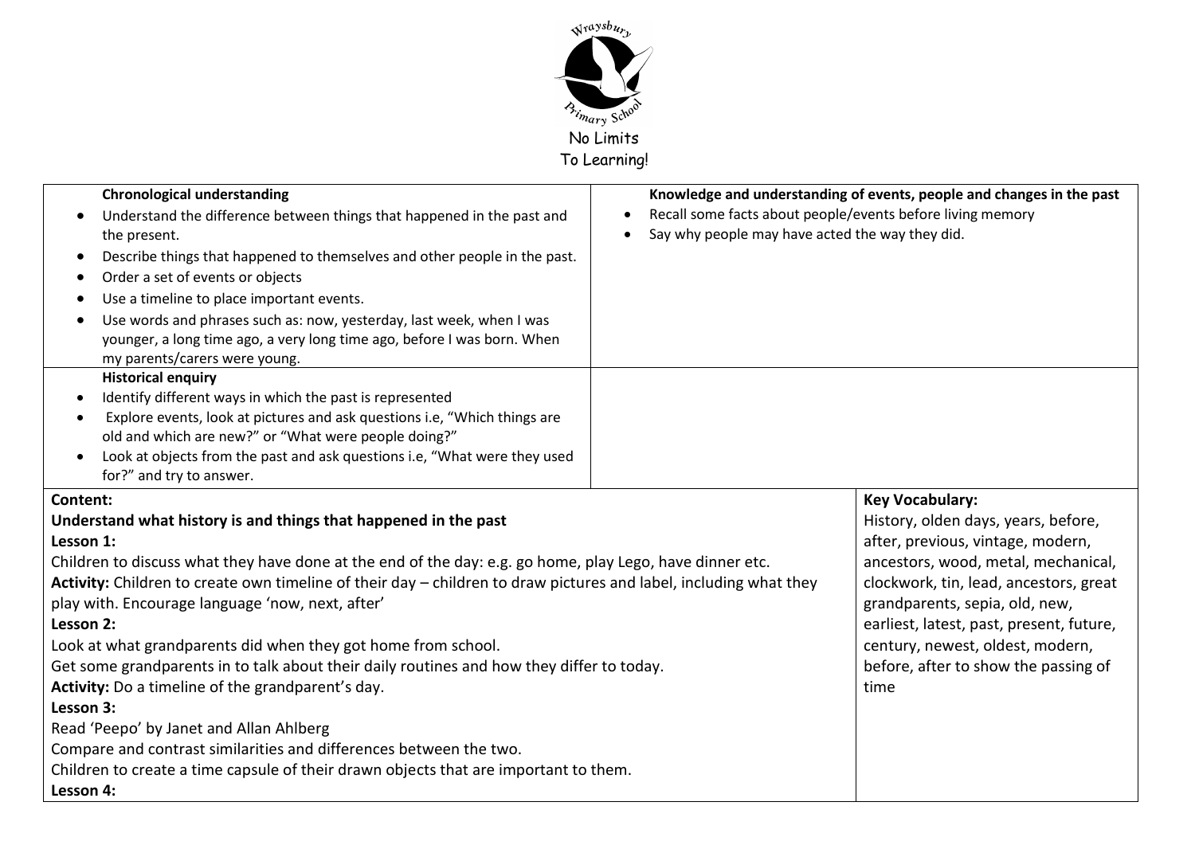Wraysbury Primary School

No Limits To Learning!

| **Chronological understanding** | **Knowledge and understanding of events, people and changes in the past** |
| --- | --- |
| • Understand the difference between things that happened in the past and the present.<br>• Describe things that happened to themselves and other people in the past.<br>• Order a set of events or objects<br>• Use a timeline to place important events.<br>• Use words and phrases such as: now, yesterday, last week, when I was younger, a long time ago, a very long time ago, before I was born. When my parents/carers were young. | • Recall some facts about people/events before living memory<br>• Say why people may have acted the way they did. |
| **Historical enquiry**<br>• Identify different ways in which the past is represented<br>• Explore events, look at pictures and ask questions i.e, "Which things are old and which are new?" or "What were people doing?"<br>• Look at objects from the past and ask questions i.e, "What were they used for?" and try to answer. | |

| **Content:** | **Key Vocabulary:** |
| --- | --- |
| **Understand what history is and things that happened in the past**<br>**Lesson 1:**<br>Children to discuss what they have done at the end of the day: e.g. go home, play Lego, have dinner etc.<br>**Activity:** Children to create own timeline of their day – children to draw pictures and label, including what they play with. Encourage language 'now, next, after'<br>**Lesson 2:**<br>Look at what grandparents did when they got home from school.<br>Get some grandparents in to talk about their daily routines and how they differ to today.<br>**Activity:** Do a timeline of the grandparent's day.<br>**Lesson 3:**<br>Read 'Peepo' by Janet and Allan Ahlberg<br>Compare and contrast similarities and differences between the two.<br>Children to create a time capsule of their drawn objects that are important to them.<br>**Lesson 4:** | History, olden days, years, before, after, previous, vintage, modern, ancestors, wood, metal, mechanical, clockwork, tin, lead, ancestors, great grandparents, sepia, old, new, earliest, latest, past, present, future, century, newest, oldest, modern, before, after to show the passing of time |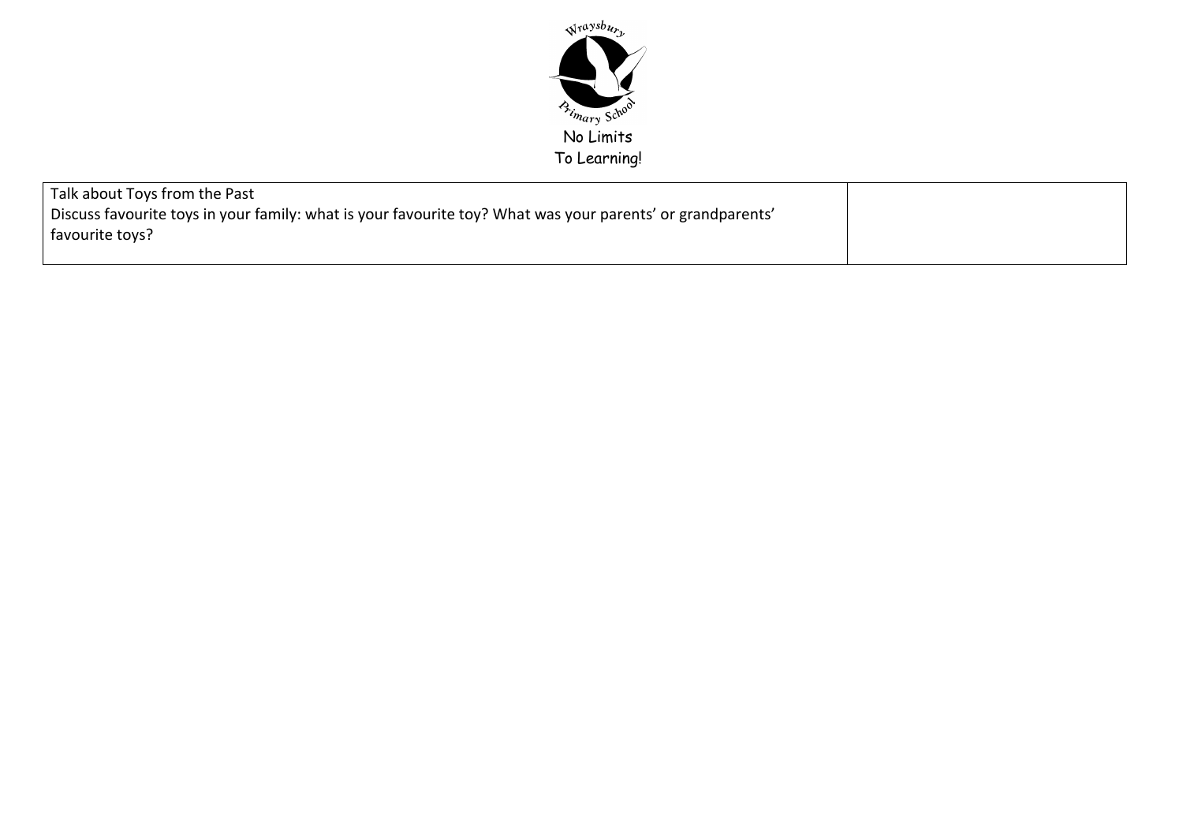No Limits
To Learning!

| | |
|---|---|
| Talk about Toys from the Past<br>Discuss favourite toys in your family: what is your favourite toy? What was your parents' or grandparents' favourite toys? | |